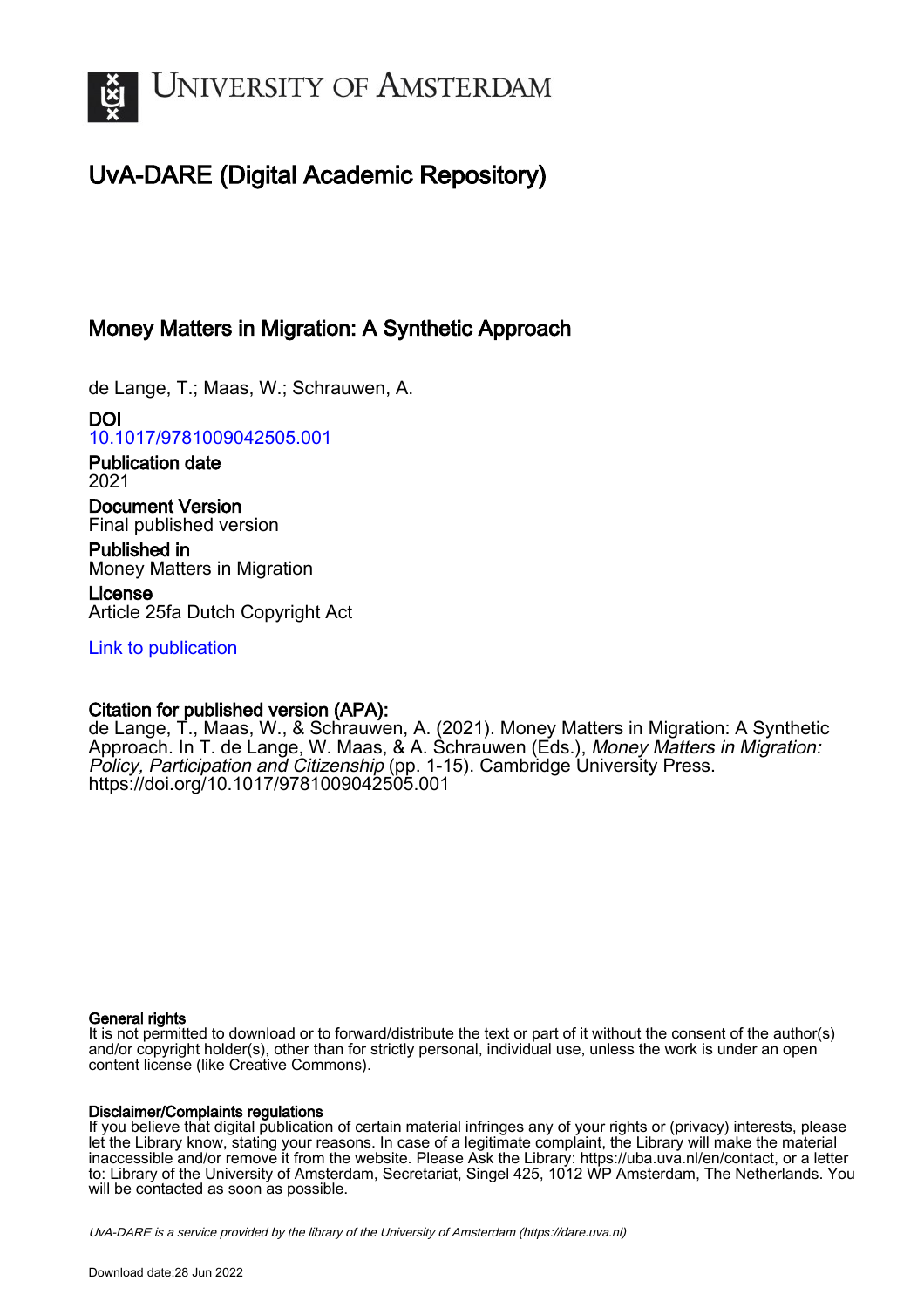# University of Amsterdam

## UvA-DARE (Digital Academic Repository)

### Money Matters in Migration: A Synthetic Approach

de Lange, T.; Maas, W.; Schrauwen, A.

**DOI**
10.1017/9781009042505.001

**Publication date**
2021

**Document Version**
Final published version

**Published in**
Money Matters in Migration

**License**
Article 25fa Dutch Copyright Act

Link to publication

**Citation for published version (APA):**
de Lange, T., Maas, W., & Schrauwen, A. (2021). Money Matters in Migration: A Synthetic Approach. In T. de Lange, W. Maas, & A. Schrauwen (Eds.), *Money Matters in Migration: Policy, Participation and Citizenship* (pp. 1-15). Cambridge University Press. https://doi.org/10.1017/9781009042505.001

**General rights**
It is not permitted to download or to forward/distribute the text or part of it without the consent of the author(s) and/or copyright holder(s), other than for strictly personal, individual use, unless the work is under an open content license (like Creative Commons).

**Disclaimer/Complaints regulations**
If you believe that digital publication of certain material infringes any of your rights or (privacy) interests, please let the Library know, stating your reasons. In case of a legitimate complaint, the Library will make the material inaccessible and/or remove it from the website. Please Ask the Library: https://uba.uva.nl/en/contact, or a letter to: Library of the University of Amsterdam, Secretariat, Singel 425, 1012 WP Amsterdam, The Netherlands. You will be contacted as soon as possible.

*UvA-DARE is a service provided by the library of the University of Amsterdam (https://dare.uva.nl)*

Download date:28 Jun 2022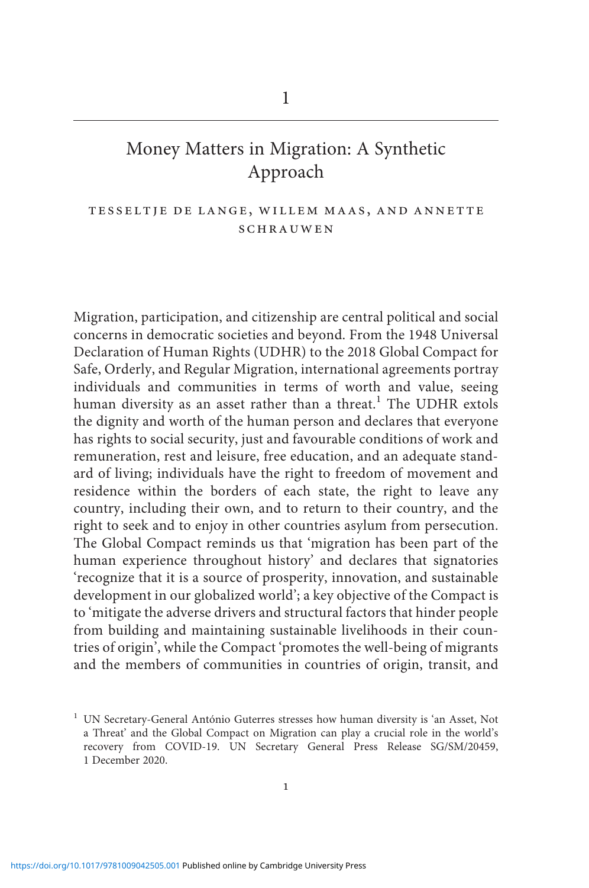# 1

# Money Matters in Migration: A Synthetic Approach

TESSELTJE DE LANGE, WILLEM MAAS, AND ANNETTE SCHRAUWEN

Migration, participation, and citizenship are central political and social concerns in democratic societies and beyond. From the 1948 Universal Declaration of Human Rights (UDHR) to the 2018 Global Compact for Safe, Orderly, and Regular Migration, international agreements portray individuals and communities in terms of worth and value, seeing human diversity as an asset rather than a threat.[1] The UDHR extols the dignity and worth of the human person and declares that everyone has rights to social security, just and favourable conditions of work and remuneration, rest and leisure, free education, and an adequate standard of living; individuals have the right to freedom of movement and residence within the borders of each state, the right to leave any country, including their own, and to return to their country, and the right to seek and to enjoy in other countries asylum from persecution. The Global Compact reminds us that 'migration has been part of the human experience throughout history' and declares that signatories 'recognize that it is a source of prosperity, innovation, and sustainable development in our globalized world'; a key objective of the Compact is to 'mitigate the adverse drivers and structural factors that hinder people from building and maintaining sustainable livelihoods in their countries of origin', while the Compact 'promotes the well-being of migrants and the members of communities in countries of origin, transit, and

[1] UN Secretary-General António Guterres stresses how human diversity is 'an Asset, Not a Threat' and the Global Compact on Migration can play a crucial role in the world's recovery from COVID-19. UN Secretary General Press Release SG/SM/20459, 1 December 2020.

https://doi.org/10.1017/9781009042505.001 Published online by Cambridge University Press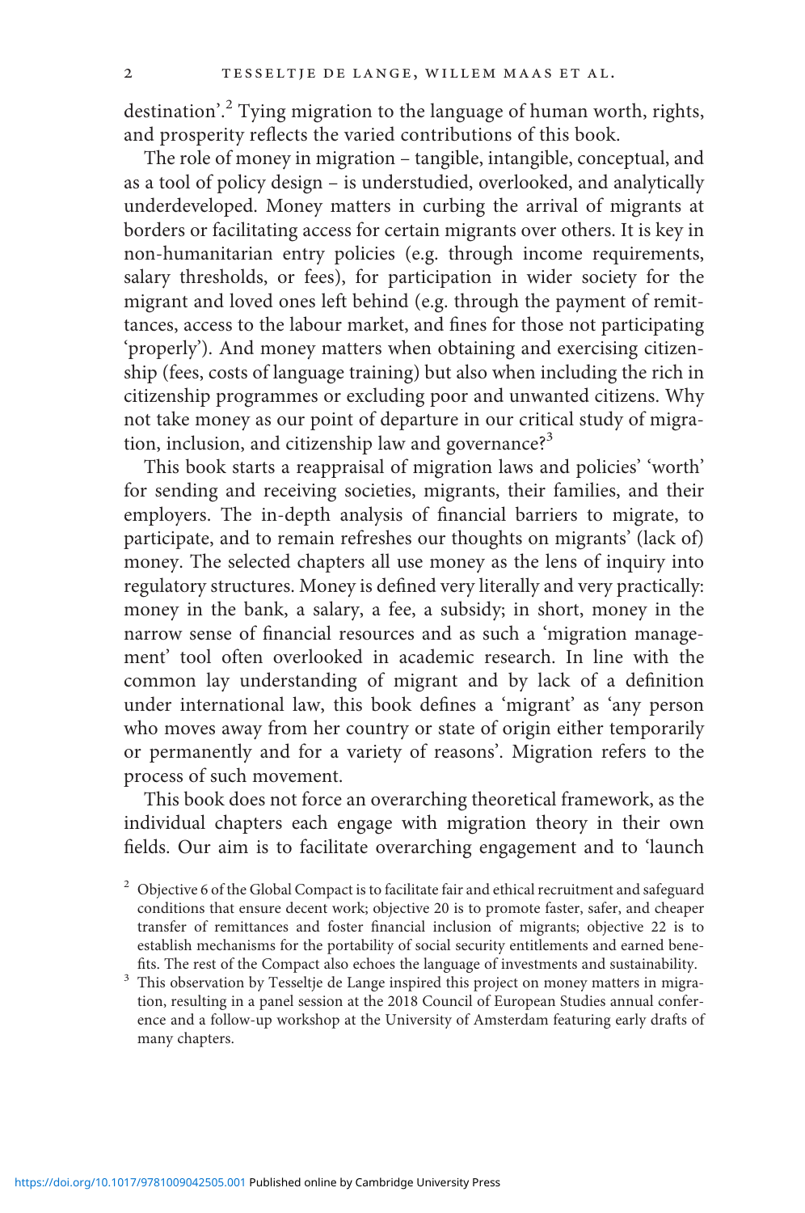destination'.[2] Tying migration to the language of human worth, rights, and prosperity reflects the varied contributions of this book.

The role of money in migration – tangible, intangible, conceptual, and as a tool of policy design – is understudied, overlooked, and analytically underdeveloped. Money matters in curbing the arrival of migrants at borders or facilitating access for certain migrants over others. It is key in non-humanitarian entry policies (e.g. through income requirements, salary thresholds, or fees), for participation in wider society for the migrant and loved ones left behind (e.g. through the payment of remittances, access to the labour market, and fines for those not participating 'properly'). And money matters when obtaining and exercising citizenship (fees, costs of language training) but also when including the rich in citizenship programmes or excluding poor and unwanted citizens. Why not take money as our point of departure in our critical study of migration, inclusion, and citizenship law and governance?[3]

This book starts a reappraisal of migration laws and policies' 'worth' for sending and receiving societies, migrants, their families, and their employers. The in-depth analysis of financial barriers to migrate, to participate, and to remain refreshes our thoughts on migrants' (lack of) money. The selected chapters all use money as the lens of inquiry into regulatory structures. Money is defined very literally and very practically: money in the bank, a salary, a fee, a subsidy; in short, money in the narrow sense of financial resources and as such a 'migration management' tool often overlooked in academic research. In line with the common lay understanding of migrant and by lack of a definition under international law, this book defines a 'migrant' as 'any person who moves away from her country or state of origin either temporarily or permanently and for a variety of reasons'. Migration refers to the process of such movement.

This book does not force an overarching theoretical framework, as the individual chapters each engage with migration theory in their own fields. Our aim is to facilitate overarching engagement and to 'launch

[2] Objective 6 of the Global Compact is to facilitate fair and ethical recruitment and safeguard conditions that ensure decent work; objective 20 is to promote faster, safer, and cheaper transfer of remittances and foster financial inclusion of migrants; objective 22 is to establish mechanisms for the portability of social security entitlements and earned benefits. The rest of the Compact also echoes the language of investments and sustainability.

[3] This observation by Tesseltje de Lange inspired this project on money matters in migration, resulting in a panel session at the 2018 Council of European Studies annual conference and a follow-up workshop at the University of Amsterdam featuring early drafts of many chapters.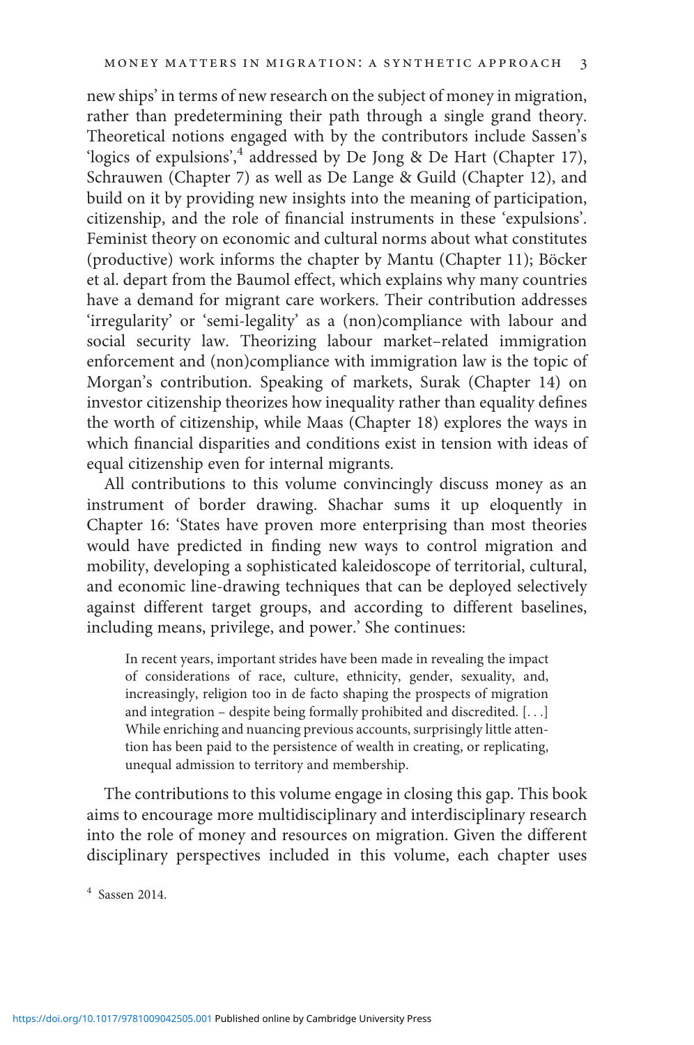new ships' in terms of new research on the subject of money in migration, rather than predetermining their path through a single grand theory. Theoretical notions engaged with by the contributors include Sassen's 'logics of expulsions',[4] addressed by De Jong & De Hart (Chapter 17), Schrauwen (Chapter 7) as well as De Lange & Guild (Chapter 12), and build on it by providing new insights into the meaning of participation, citizenship, and the role of financial instruments in these 'expulsions'. Feminist theory on economic and cultural norms about what constitutes (productive) work informs the chapter by Mantu (Chapter 11); Böcker et al. depart from the Baumol effect, which explains why many countries have a demand for migrant care workers. Their contribution addresses 'irregularity' or 'semi-legality' as a (non)compliance with labour and social security law. Theorizing labour market–related immigration enforcement and (non)compliance with immigration law is the topic of Morgan's contribution. Speaking of markets, Surak (Chapter 14) on investor citizenship theorizes how inequality rather than equality defines the worth of citizenship, while Maas (Chapter 18) explores the ways in which financial disparities and conditions exist in tension with ideas of equal citizenship even for internal migrants.

All contributions to this volume convincingly discuss money as an instrument of border drawing. Shachar sums it up eloquently in Chapter 16: 'States have proven more enterprising than most theories would have predicted in finding new ways to control migration and mobility, developing a sophisticated kaleidoscope of territorial, cultural, and economic line-drawing techniques that can be deployed selectively against different target groups, and according to different baselines, including means, privilege, and power.' She continues:

> In recent years, important strides have been made in revealing the impact of considerations of race, culture, ethnicity, gender, sexuality, and, increasingly, religion too in de facto shaping the prospects of migration and integration – despite being formally prohibited and discredited. [. . .] While enriching and nuancing previous accounts, surprisingly little attention has been paid to the persistence of wealth in creating, or replicating, unequal admission to territory and membership.

The contributions to this volume engage in closing this gap. This book aims to encourage more multidisciplinary and interdisciplinary research into the role of money and resources on migration. Given the different disciplinary perspectives included in this volume, each chapter uses

[4] Sassen 2014.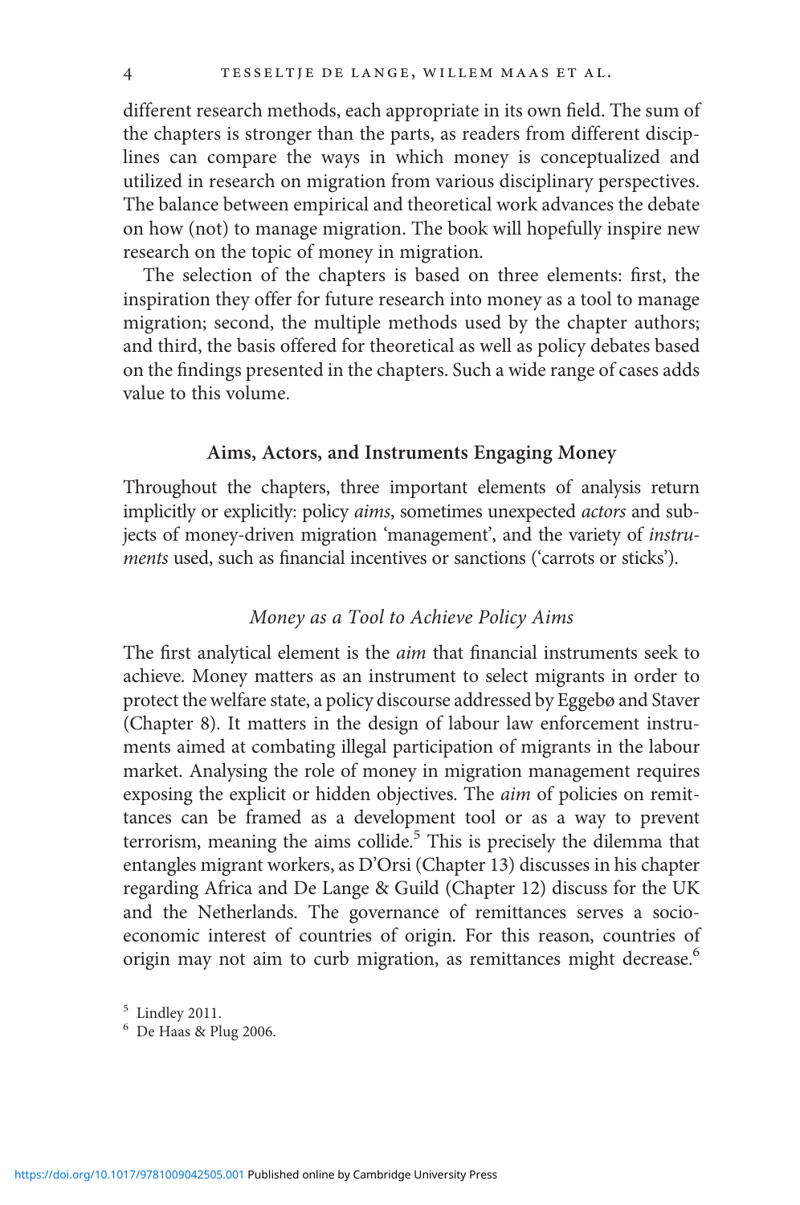different research methods, each appropriate in its own field. The sum of the chapters is stronger than the parts, as readers from different disciplines can compare the ways in which money is conceptualized and utilized in research on migration from various disciplinary perspectives. The balance between empirical and theoretical work advances the debate on how (not) to manage migration. The book will hopefully inspire new research on the topic of money in migration.

The selection of the chapters is based on three elements: first, the inspiration they offer for future research into money as a tool to manage migration; second, the multiple methods used by the chapter authors; and third, the basis offered for theoretical as well as policy debates based on the findings presented in the chapters. Such a wide range of cases adds value to this volume.

## Aims, Actors, and Instruments Engaging Money

Throughout the chapters, three important elements of analysis return implicitly or explicitly: policy *aims*, sometimes unexpected *actors* and subjects of money-driven migration 'management', and the variety of *instruments* used, such as financial incentives or sanctions ('carrots or sticks').

### *Money as a Tool to Achieve Policy Aims*

The first analytical element is the *aim* that financial instruments seek to achieve. Money matters as an instrument to select migrants in order to protect the welfare state, a policy discourse addressed by Eggebø and Staver (Chapter 8). It matters in the design of labour law enforcement instruments aimed at combating illegal participation of migrants in the labour market. Analysing the role of money in migration management requires exposing the explicit or hidden objectives. The *aim* of policies on remittances can be framed as a development tool or as a way to prevent terrorism, meaning the aims collide.[5] This is precisely the dilemma that entangles migrant workers, as D'Orsi (Chapter 13) discusses in his chapter regarding Africa and De Lange & Guild (Chapter 12) discuss for the UK and the Netherlands. The governance of remittances serves a socio-economic interest of countries of origin. For this reason, countries of origin may not aim to curb migration, as remittances might decrease.[6]

[5] Lindley 2011.

[6] De Haas & Plug 2006.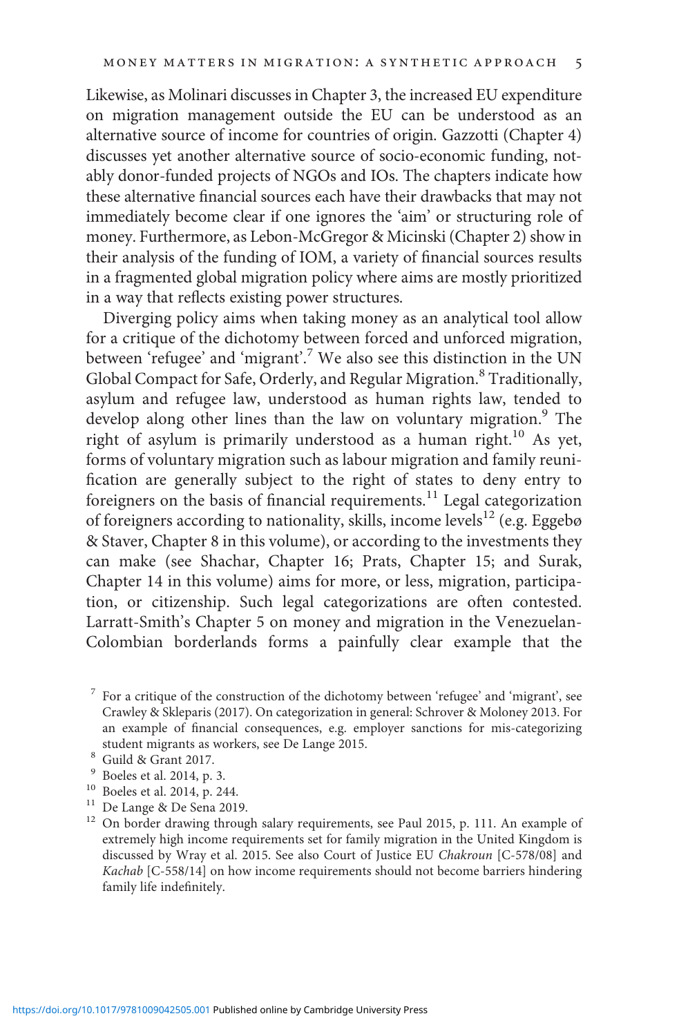Likewise, as Molinari discusses in Chapter 3, the increased EU expenditure on migration management outside the EU can be understood as an alternative source of income for countries of origin. Gazzotti (Chapter 4) discusses yet another alternative source of socio-economic funding, notably donor-funded projects of NGOs and IOs. The chapters indicate how these alternative financial sources each have their drawbacks that may not immediately become clear if one ignores the 'aim' or structuring role of money. Furthermore, as Lebon-McGregor & Micinski (Chapter 2) show in their analysis of the funding of IOM, a variety of financial sources results in a fragmented global migration policy where aims are mostly prioritized in a way that reflects existing power structures.

Diverging policy aims when taking money as an analytical tool allow for a critique of the dichotomy between forced and unforced migration, between 'refugee' and 'migrant'.[7] We also see this distinction in the UN Global Compact for Safe, Orderly, and Regular Migration.[8] Traditionally, asylum and refugee law, understood as human rights law, tended to develop along other lines than the law on voluntary migration.[9] The right of asylum is primarily understood as a human right.[10] As yet, forms of voluntary migration such as labour migration and family reunification are generally subject to the right of states to deny entry to foreigners on the basis of financial requirements.[11] Legal categorization of foreigners according to nationality, skills, income levels[12] (e.g. Eggebø & Staver, Chapter 8 in this volume), or according to the investments they can make (see Shachar, Chapter 16; Prats, Chapter 15; and Surak, Chapter 14 in this volume) aims for more, or less, migration, participation, or citizenship. Such legal categorizations are often contested. Larratt-Smith's Chapter 5 on money and migration in the Venezuelan-Colombian borderlands forms a painfully clear example that the

[7] For a critique of the construction of the dichotomy between 'refugee' and 'migrant', see Crawley & Skleparis (2017). On categorization in general: Schrover & Moloney 2013. For an example of financial consequences, e.g. employer sanctions for mis-categorizing student migrants as workers, see De Lange 2015.

[8] Guild & Grant 2017.

[9] Boeles et al. 2014, p. 3.

[10] Boeles et al. 2014, p. 244.

[11] De Lange & De Sena 2019.

[12] On border drawing through salary requirements, see Paul 2015, p. 111. An example of extremely high income requirements set for family migration in the United Kingdom is discussed by Wray et al. 2015. See also Court of Justice EU *Chakroun* [C-578/08] and *Kachab* [C-558/14] on how income requirements should not become barriers hindering family life indefinitely.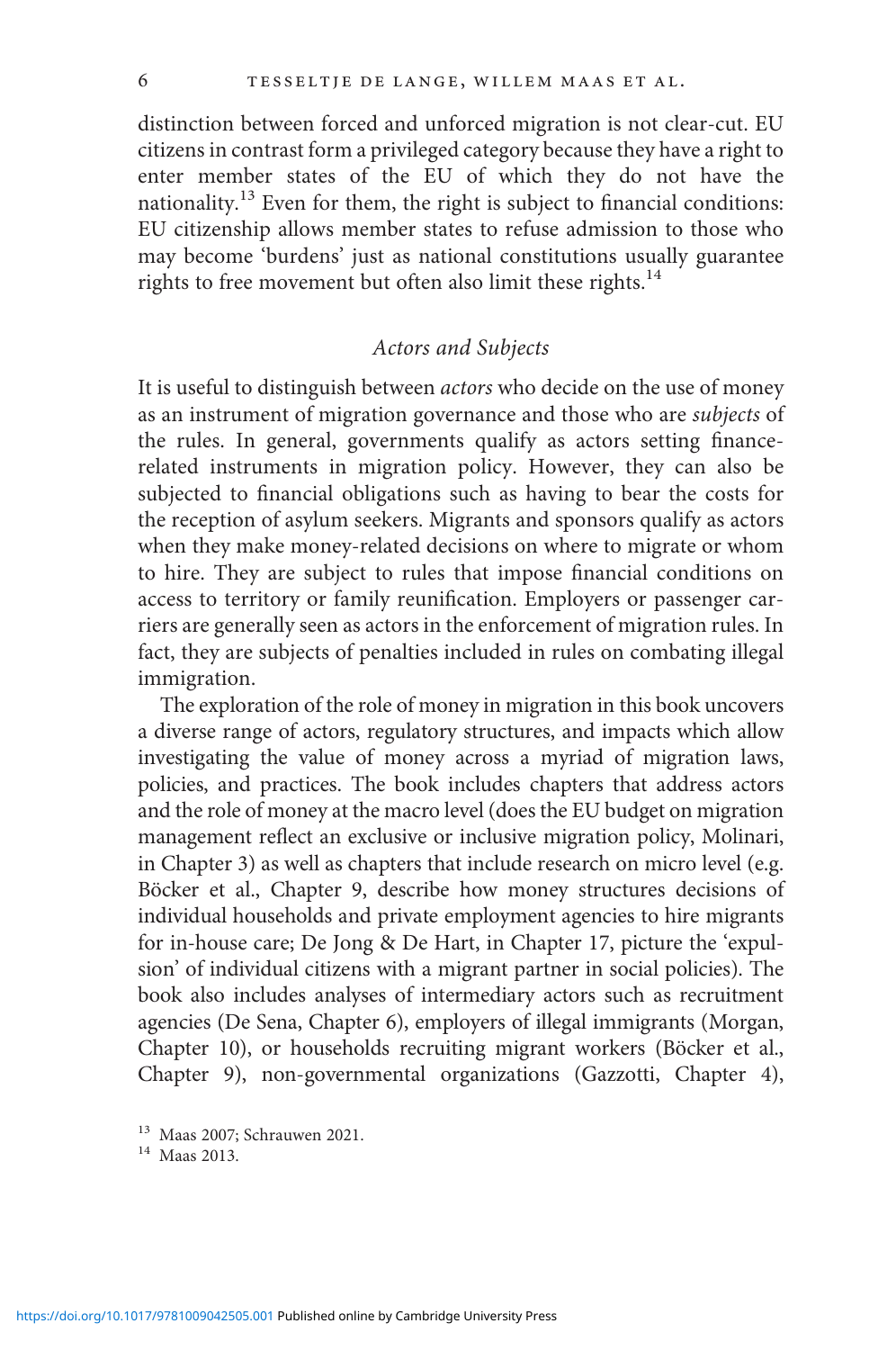distinction between forced and unforced migration is not clear-cut. EU citizens in contrast form a privileged category because they have a right to enter member states of the EU of which they do not have the nationality.[13] Even for them, the right is subject to financial conditions: EU citizenship allows member states to refuse admission to those who may become 'burdens' just as national constitutions usually guarantee rights to free movement but often also limit these rights.[14]

### Actors and Subjects

It is useful to distinguish between *actors* who decide on the use of money as an instrument of migration governance and those who are *subjects* of the rules. In general, governments qualify as actors setting finance-related instruments in migration policy. However, they can also be subjected to financial obligations such as having to bear the costs for the reception of asylum seekers. Migrants and sponsors qualify as actors when they make money-related decisions on where to migrate or whom to hire. They are subject to rules that impose financial conditions on access to territory or family reunification. Employers or passenger carriers are generally seen as actors in the enforcement of migration rules. In fact, they are subjects of penalties included in rules on combating illegal immigration.

The exploration of the role of money in migration in this book uncovers a diverse range of actors, regulatory structures, and impacts which allow investigating the value of money across a myriad of migration laws, policies, and practices. The book includes chapters that address actors and the role of money at the macro level (does the EU budget on migration management reflect an exclusive or inclusive migration policy, Molinari, in Chapter 3) as well as chapters that include research on micro level (e.g. Böcker et al., Chapter 9, describe how money structures decisions of individual households and private employment agencies to hire migrants for in-house care; De Jong & De Hart, in Chapter 17, picture the 'expulsion' of individual citizens with a migrant partner in social policies). The book also includes analyses of intermediary actors such as recruitment agencies (De Sena, Chapter 6), employers of illegal immigrants (Morgan, Chapter 10), or households recruiting migrant workers (Böcker et al., Chapter 9), non-governmental organizations (Gazzotti, Chapter 4),

[13] Maas 2007; Schrauwen 2021.

[14] Maas 2013.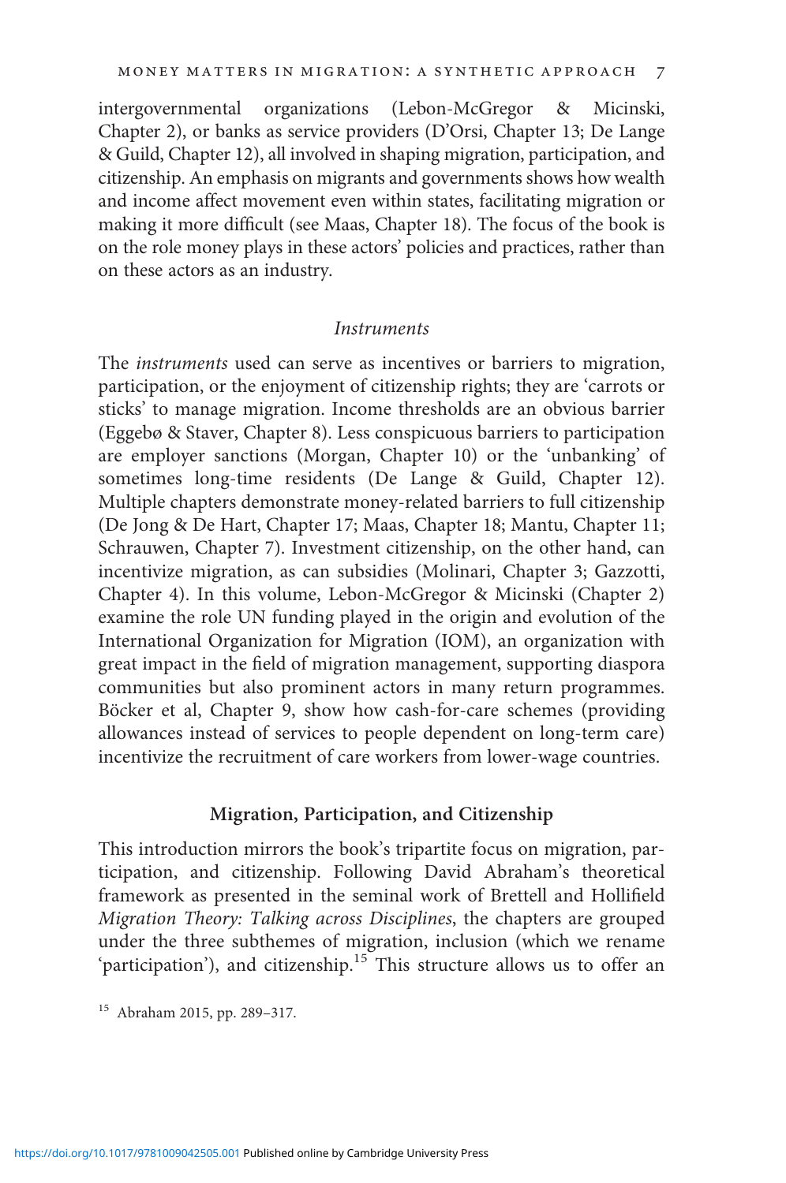intergovernmental organizations (Lebon-McGregor & Micinski, Chapter 2), or banks as service providers (D'Orsi, Chapter 13; De Lange & Guild, Chapter 12), all involved in shaping migration, participation, and citizenship. An emphasis on migrants and governments shows how wealth and income affect movement even within states, facilitating migration or making it more difficult (see Maas, Chapter 18). The focus of the book is on the role money plays in these actors' policies and practices, rather than on these actors as an industry.

### *Instruments*

The *instruments* used can serve as incentives or barriers to migration, participation, or the enjoyment of citizenship rights; they are 'carrots or sticks' to manage migration. Income thresholds are an obvious barrier (Eggebø & Staver, Chapter 8). Less conspicuous barriers to participation are employer sanctions (Morgan, Chapter 10) or the 'unbanking' of sometimes long-time residents (De Lange & Guild, Chapter 12). Multiple chapters demonstrate money-related barriers to full citizenship (De Jong & De Hart, Chapter 17; Maas, Chapter 18; Mantu, Chapter 11; Schrauwen, Chapter 7). Investment citizenship, on the other hand, can incentivize migration, as can subsidies (Molinari, Chapter 3; Gazzotti, Chapter 4). In this volume, Lebon-McGregor & Micinski (Chapter 2) examine the role UN funding played in the origin and evolution of the International Organization for Migration (IOM), an organization with great impact in the field of migration management, supporting diaspora communities but also prominent actors in many return programmes. Böcker et al, Chapter 9, show how cash-for-care schemes (providing allowances instead of services to people dependent on long-term care) incentivize the recruitment of care workers from lower-wage countries.

## Migration, Participation, and Citizenship

This introduction mirrors the book's tripartite focus on migration, participation, and citizenship. Following David Abraham's theoretical framework as presented in the seminal work of Brettell and Hollifield *Migration Theory: Talking across Disciplines*, the chapters are grouped under the three subthemes of migration, inclusion (which we rename 'participation'), and citizenship.[15] This structure allows us to offer an

[15] Abraham 2015, pp. 289–317.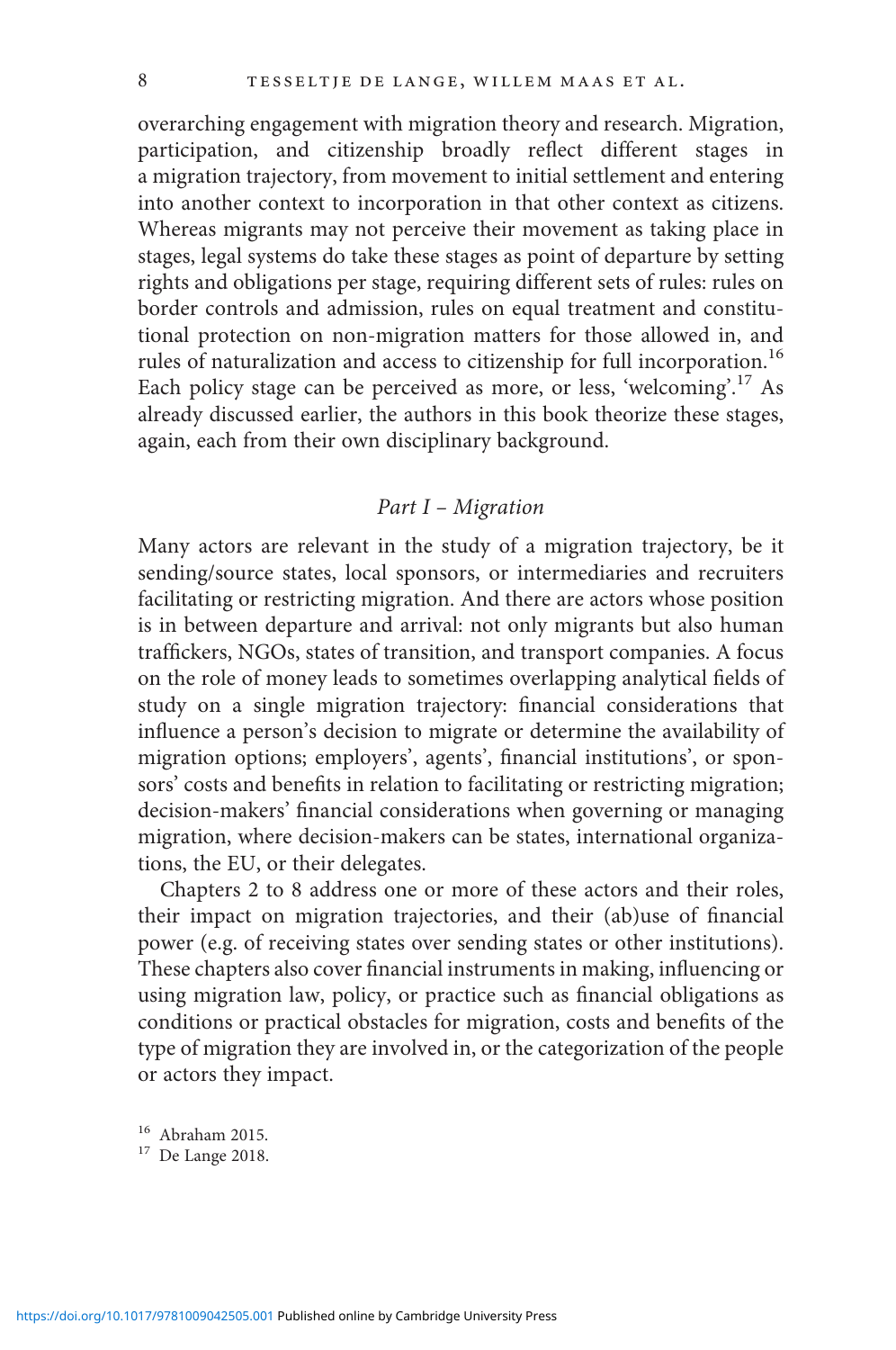overarching engagement with migration theory and research. Migration, participation, and citizenship broadly reflect different stages in a migration trajectory, from movement to initial settlement and entering into another context to incorporation in that other context as citizens. Whereas migrants may not perceive their movement as taking place in stages, legal systems do take these stages as point of departure by setting rights and obligations per stage, requiring different sets of rules: rules on border controls and admission, rules on equal treatment and constitutional protection on non-migration matters for those allowed in, and rules of naturalization and access to citizenship for full incorporation.[16] Each policy stage can be perceived as more, or less, 'welcoming'.[17] As already discussed earlier, the authors in this book theorize these stages, again, each from their own disciplinary background.

## *Part I – Migration*

Many actors are relevant in the study of a migration trajectory, be it sending/source states, local sponsors, or intermediaries and recruiters facilitating or restricting migration. And there are actors whose position is in between departure and arrival: not only migrants but also human traffickers, NGOs, states of transition, and transport companies. A focus on the role of money leads to sometimes overlapping analytical fields of study on a single migration trajectory: financial considerations that influence a person's decision to migrate or determine the availability of migration options; employers', agents', financial institutions', or sponsors' costs and benefits in relation to facilitating or restricting migration; decision-makers' financial considerations when governing or managing migration, where decision-makers can be states, international organizations, the EU, or their delegates.

Chapters 2 to 8 address one or more of these actors and their roles, their impact on migration trajectories, and their (ab)use of financial power (e.g. of receiving states over sending states or other institutions). These chapters also cover financial instruments in making, influencing or using migration law, policy, or practice such as financial obligations as conditions or practical obstacles for migration, costs and benefits of the type of migration they are involved in, or the categorization of the people or actors they impact.

[16] Abraham 2015.

[17] De Lange 2018.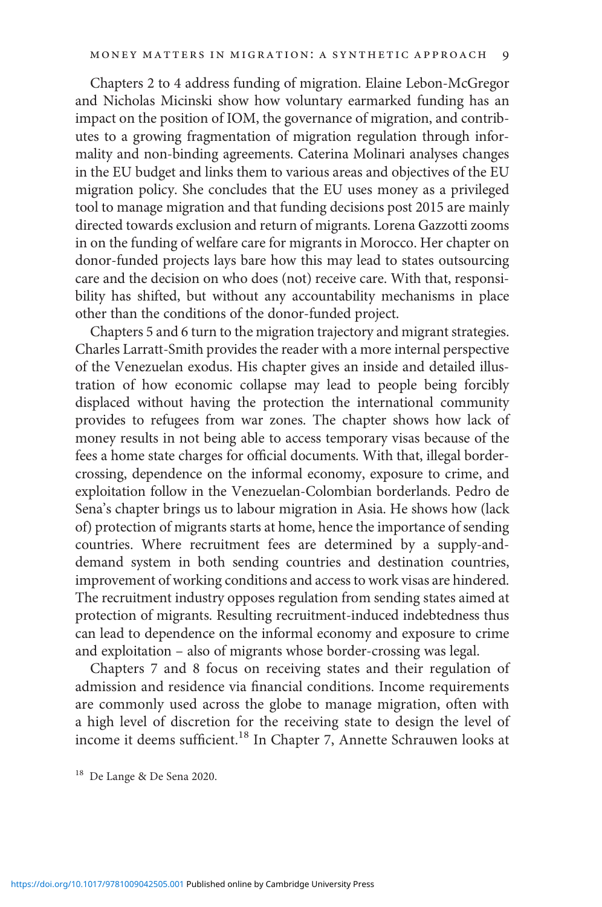Chapters 2 to 4 address funding of migration. Elaine Lebon-McGregor and Nicholas Micinski show how voluntary earmarked funding has an impact on the position of IOM, the governance of migration, and contributes to a growing fragmentation of migration regulation through informality and non-binding agreements. Caterina Molinari analyses changes in the EU budget and links them to various areas and objectives of the EU migration policy. She concludes that the EU uses money as a privileged tool to manage migration and that funding decisions post 2015 are mainly directed towards exclusion and return of migrants. Lorena Gazzotti zooms in on the funding of welfare care for migrants in Morocco. Her chapter on donor-funded projects lays bare how this may lead to states outsourcing care and the decision on who does (not) receive care. With that, responsibility has shifted, but without any accountability mechanisms in place other than the conditions of the donor-funded project.

Chapters 5 and 6 turn to the migration trajectory and migrant strategies. Charles Larratt-Smith provides the reader with a more internal perspective of the Venezuelan exodus. His chapter gives an inside and detailed illustration of how economic collapse may lead to people being forcibly displaced without having the protection the international community provides to refugees from war zones. The chapter shows how lack of money results in not being able to access temporary visas because of the fees a home state charges for official documents. With that, illegal border-crossing, dependence on the informal economy, exposure to crime, and exploitation follow in the Venezuelan-Colombian borderlands. Pedro de Sena's chapter brings us to labour migration in Asia. He shows how (lack of) protection of migrants starts at home, hence the importance of sending countries. Where recruitment fees are determined by a supply-and-demand system in both sending countries and destination countries, improvement of working conditions and access to work visas are hindered. The recruitment industry opposes regulation from sending states aimed at protection of migrants. Resulting recruitment-induced indebtedness thus can lead to dependence on the informal economy and exposure to crime and exploitation – also of migrants whose border-crossing was legal.

Chapters 7 and 8 focus on receiving states and their regulation of admission and residence via financial conditions. Income requirements are commonly used across the globe to manage migration, often with a high level of discretion for the receiving state to design the level of income it deems sufficient.[18] In Chapter 7, Annette Schrauwen looks at

[18] De Lange & De Sena 2020.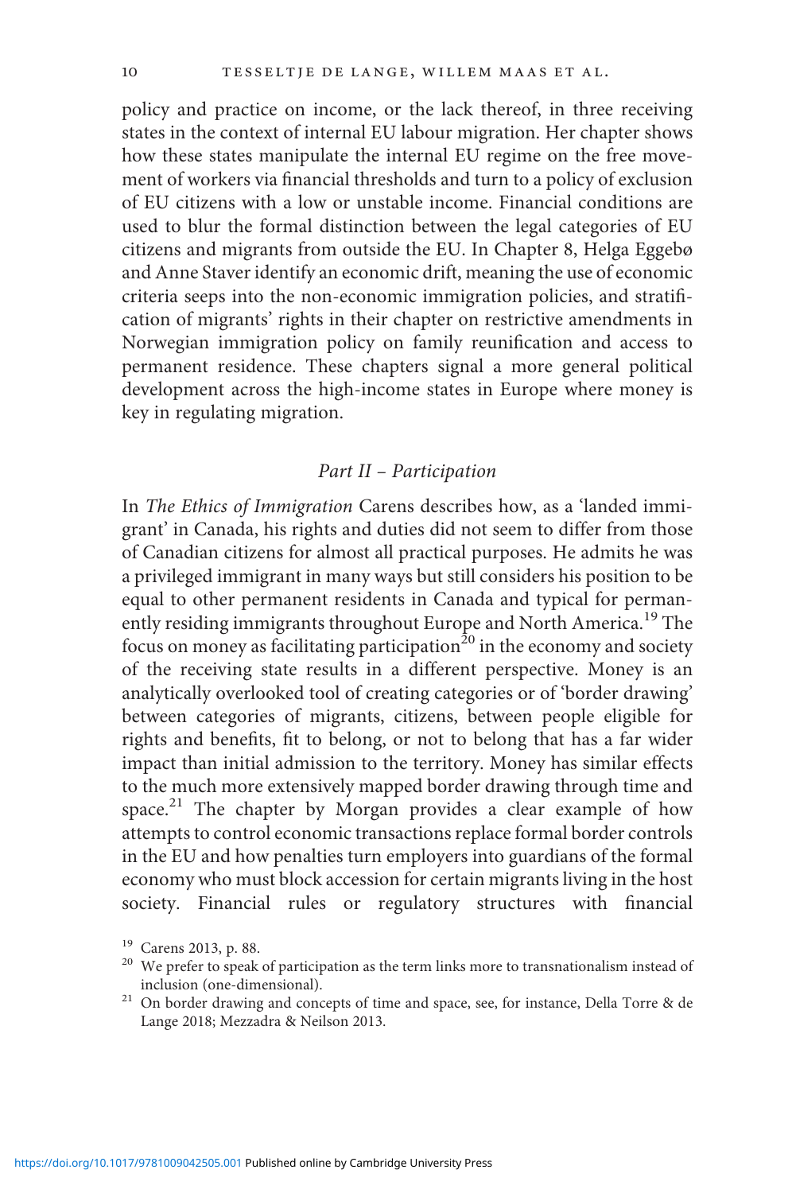policy and practice on income, or the lack thereof, in three receiving states in the context of internal EU labour migration. Her chapter shows how these states manipulate the internal EU regime on the free movement of workers via financial thresholds and turn to a policy of exclusion of EU citizens with a low or unstable income. Financial conditions are used to blur the formal distinction between the legal categories of EU citizens and migrants from outside the EU. In Chapter 8, Helga Eggebø and Anne Staver identify an economic drift, meaning the use of economic criteria seeps into the non-economic immigration policies, and stratification of migrants' rights in their chapter on restrictive amendments in Norwegian immigration policy on family reunification and access to permanent residence. These chapters signal a more general political development across the high-income states in Europe where money is key in regulating migration.

### *Part II – Participation*

In *The Ethics of Immigration* Carens describes how, as a 'landed immigrant' in Canada, his rights and duties did not seem to differ from those of Canadian citizens for almost all practical purposes. He admits he was a privileged immigrant in many ways but still considers his position to be equal to other permanent residents in Canada and typical for permanently residing immigrants throughout Europe and North America.[19] The focus on money as facilitating participation[20] in the economy and society of the receiving state results in a different perspective. Money is an analytically overlooked tool of creating categories or of 'border drawing' between categories of migrants, citizens, between people eligible for rights and benefits, fit to belong, or not to belong that has a far wider impact than initial admission to the territory. Money has similar effects to the much more extensively mapped border drawing through time and space.[21] The chapter by Morgan provides a clear example of how attempts to control economic transactions replace formal border controls in the EU and how penalties turn employers into guardians of the formal economy who must block accession for certain migrants living in the host society. Financial rules or regulatory structures with financial

[19] Carens 2013, p. 88.

[20] We prefer to speak of participation as the term links more to transnationalism instead of inclusion (one-dimensional).

[21] On border drawing and concepts of time and space, see, for instance, Della Torre & de Lange 2018; Mezzadra & Neilson 2013.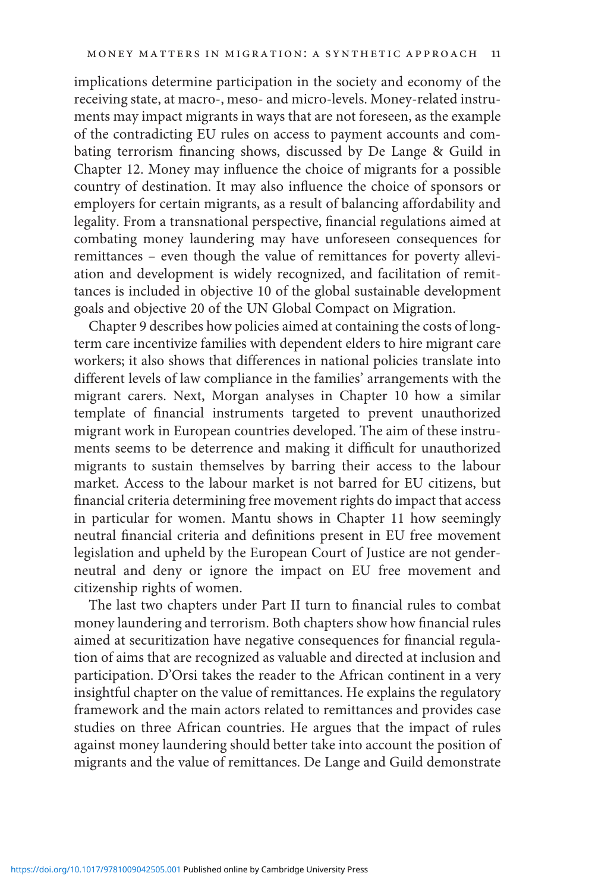implications determine participation in the society and economy of the receiving state, at macro-, meso- and micro-levels. Money-related instruments may impact migrants in ways that are not foreseen, as the example of the contradicting EU rules on access to payment accounts and combating terrorism financing shows, discussed by De Lange & Guild in Chapter 12. Money may influence the choice of migrants for a possible country of destination. It may also influence the choice of sponsors or employers for certain migrants, as a result of balancing affordability and legality. From a transnational perspective, financial regulations aimed at combating money laundering may have unforeseen consequences for remittances – even though the value of remittances for poverty alleviation and development is widely recognized, and facilitation of remittances is included in objective 10 of the global sustainable development goals and objective 20 of the UN Global Compact on Migration.

Chapter 9 describes how policies aimed at containing the costs of long-term care incentivize families with dependent elders to hire migrant care workers; it also shows that differences in national policies translate into different levels of law compliance in the families' arrangements with the migrant carers. Next, Morgan analyses in Chapter 10 how a similar template of financial instruments targeted to prevent unauthorized migrant work in European countries developed. The aim of these instruments seems to be deterrence and making it difficult for unauthorized migrants to sustain themselves by barring their access to the labour market. Access to the labour market is not barred for EU citizens, but financial criteria determining free movement rights do impact that access in particular for women. Mantu shows in Chapter 11 how seemingly neutral financial criteria and definitions present in EU free movement legislation and upheld by the European Court of Justice are not gender-neutral and deny or ignore the impact on EU free movement and citizenship rights of women.

The last two chapters under Part II turn to financial rules to combat money laundering and terrorism. Both chapters show how financial rules aimed at securitization have negative consequences for financial regulation of aims that are recognized as valuable and directed at inclusion and participation. D'Orsi takes the reader to the African continent in a very insightful chapter on the value of remittances. He explains the regulatory framework and the main actors related to remittances and provides case studies on three African countries. He argues that the impact of rules against money laundering should better take into account the position of migrants and the value of remittances. De Lange and Guild demonstrate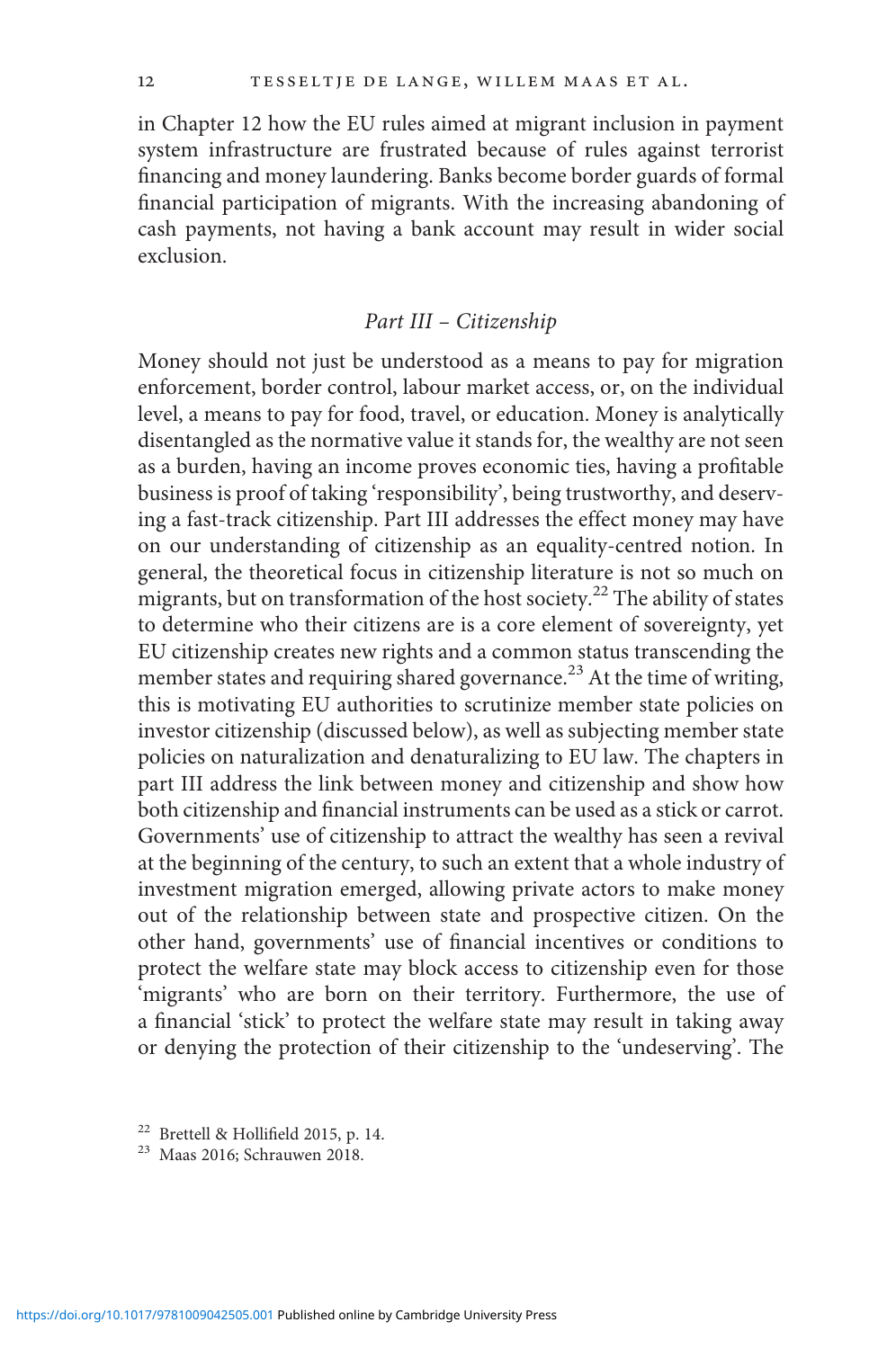in Chapter 12 how the EU rules aimed at migrant inclusion in payment system infrastructure are frustrated because of rules against terrorist financing and money laundering. Banks become border guards of formal financial participation of migrants. With the increasing abandoning of cash payments, not having a bank account may result in wider social exclusion.

## *Part III – Citizenship*

Money should not just be understood as a means to pay for migration enforcement, border control, labour market access, or, on the individual level, a means to pay for food, travel, or education. Money is analytically disentangled as the normative value it stands for, the wealthy are not seen as a burden, having an income proves economic ties, having a profitable business is proof of taking 'responsibility', being trustworthy, and deserving a fast-track citizenship. Part III addresses the effect money may have on our understanding of citizenship as an equality-centred notion. In general, the theoretical focus in citizenship literature is not so much on migrants, but on transformation of the host society.[22] The ability of states to determine who their citizens are is a core element of sovereignty, yet EU citizenship creates new rights and a common status transcending the member states and requiring shared governance.[23] At the time of writing, this is motivating EU authorities to scrutinize member state policies on investor citizenship (discussed below), as well as subjecting member state policies on naturalization and denaturalizing to EU law. The chapters in part III address the link between money and citizenship and show how both citizenship and financial instruments can be used as a stick or carrot. Governments' use of citizenship to attract the wealthy has seen a revival at the beginning of the century, to such an extent that a whole industry of investment migration emerged, allowing private actors to make money out of the relationship between state and prospective citizen. On the other hand, governments' use of financial incentives or conditions to protect the welfare state may block access to citizenship even for those 'migrants' who are born on their territory. Furthermore, the use of a financial 'stick' to protect the welfare state may result in taking away or denying the protection of their citizenship to the 'undeserving'. The

[22] Brettell & Hollifield 2015, p. 14.
[23] Maas 2016; Schrauwen 2018.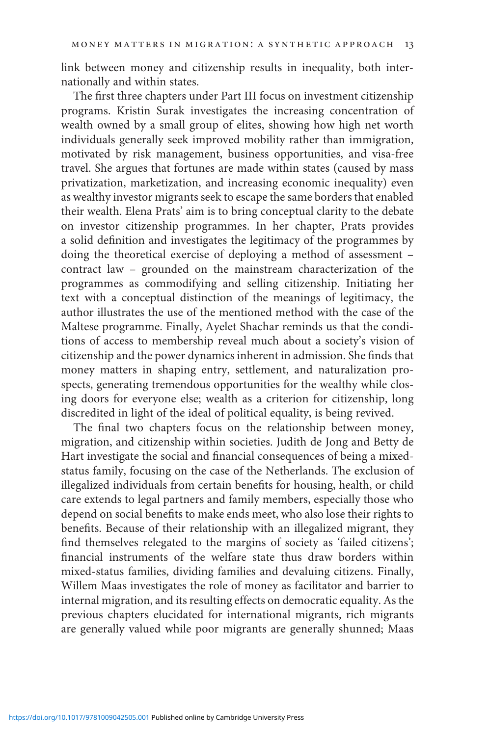link between money and citizenship results in inequality, both internationally and within states.

The first three chapters under Part III focus on investment citizenship programs. Kristin Surak investigates the increasing concentration of wealth owned by a small group of elites, showing how high net worth individuals generally seek improved mobility rather than immigration, motivated by risk management, business opportunities, and visa-free travel. She argues that fortunes are made within states (caused by mass privatization, marketization, and increasing economic inequality) even as wealthy investor migrants seek to escape the same borders that enabled their wealth. Elena Prats' aim is to bring conceptual clarity to the debate on investor citizenship programmes. In her chapter, Prats provides a solid definition and investigates the legitimacy of the programmes by doing the theoretical exercise of deploying a method of assessment – contract law – grounded on the mainstream characterization of the programmes as commodifying and selling citizenship. Initiating her text with a conceptual distinction of the meanings of legitimacy, the author illustrates the use of the mentioned method with the case of the Maltese programme. Finally, Ayelet Shachar reminds us that the conditions of access to membership reveal much about a society's vision of citizenship and the power dynamics inherent in admission. She finds that money matters in shaping entry, settlement, and naturalization prospects, generating tremendous opportunities for the wealthy while closing doors for everyone else; wealth as a criterion for citizenship, long discredited in light of the ideal of political equality, is being revived.

The final two chapters focus on the relationship between money, migration, and citizenship within societies. Judith de Jong and Betty de Hart investigate the social and financial consequences of being a mixed-status family, focusing on the case of the Netherlands. The exclusion of illegalized individuals from certain benefits for housing, health, or child care extends to legal partners and family members, especially those who depend on social benefits to make ends meet, who also lose their rights to benefits. Because of their relationship with an illegalized migrant, they find themselves relegated to the margins of society as 'failed citizens'; financial instruments of the welfare state thus draw borders within mixed-status families, dividing families and devaluing citizens. Finally, Willem Maas investigates the role of money as facilitator and barrier to internal migration, and its resulting effects on democratic equality. As the previous chapters elucidated for international migrants, rich migrants are generally valued while poor migrants are generally shunned; Maas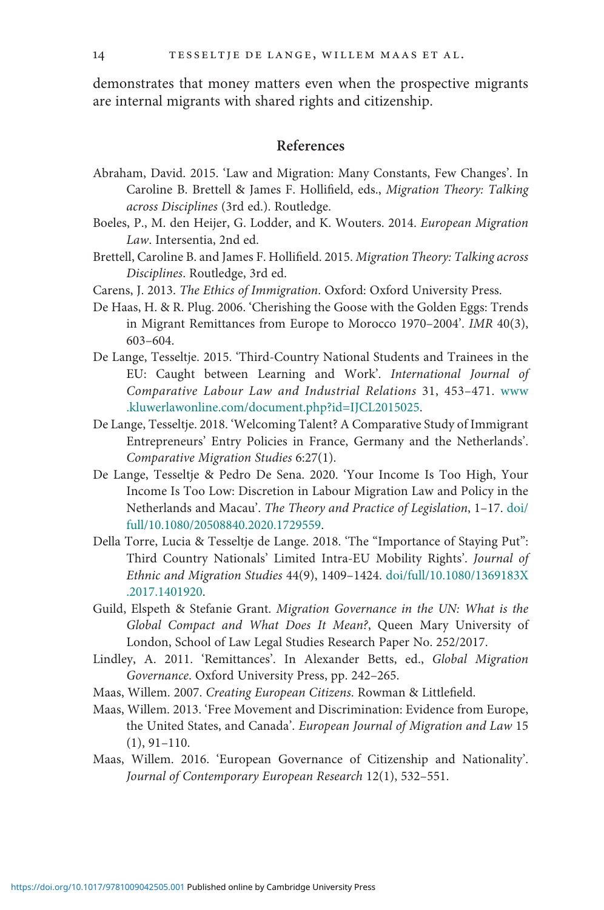demonstrates that money matters even when the prospective migrants are internal migrants with shared rights and citizenship.

## References

Abraham, David. 2015. 'Law and Migration: Many Constants, Few Changes'. In Caroline B. Brettell & James F. Hollifield, eds., *Migration Theory: Talking across Disciplines* (3rd ed.). Routledge.

Boeles, P., M. den Heijer, G. Lodder, and K. Wouters. 2014. *European Migration Law*. Intersentia, 2nd ed.

Brettell, Caroline B. and James F. Hollifield. 2015. *Migration Theory: Talking across Disciplines*. Routledge, 3rd ed.

Carens, J. 2013. *The Ethics of Immigration*. Oxford: Oxford University Press.

De Haas, H. & R. Plug. 2006. 'Cherishing the Goose with the Golden Eggs: Trends in Migrant Remittances from Europe to Morocco 1970–2004'. *IMR* 40(3), 603–604.

De Lange, Tesseltje. 2015. 'Third-Country National Students and Trainees in the EU: Caught between Learning and Work'. *International Journal of Comparative Labour Law and Industrial Relations* 31, 453–471. www.kluwerlawonline.com/document.php?id=IJCL2015025.

De Lange, Tesseltje. 2018. 'Welcoming Talent? A Comparative Study of Immigrant Entrepreneurs' Entry Policies in France, Germany and the Netherlands'. *Comparative Migration Studies* 6:27(1).

De Lange, Tesseltje & Pedro De Sena. 2020. 'Your Income Is Too High, Your Income Is Too Low: Discretion in Labour Migration Law and Policy in the Netherlands and Macau'. *The Theory and Practice of Legislation*, 1–17. doi/full/10.1080/20508840.2020.1729559.

Della Torre, Lucia & Tesseltje de Lange. 2018. 'The "Importance of Staying Put": Third Country Nationals' Limited Intra-EU Mobility Rights'. *Journal of Ethnic and Migration Studies* 44(9), 1409–1424. doi/full/10.1080/1369183X.2017.1401920.

Guild, Elspeth & Stefanie Grant. *Migration Governance in the UN: What is the Global Compact and What Does It Mean?*, Queen Mary University of London, School of Law Legal Studies Research Paper No. 252/2017.

Lindley, A. 2011. 'Remittances'. In Alexander Betts, ed., *Global Migration Governance*. Oxford University Press, pp. 242–265.

Maas, Willem. 2007. *Creating European Citizens*. Rowman & Littlefield.

Maas, Willem. 2013. 'Free Movement and Discrimination: Evidence from Europe, the United States, and Canada'. *European Journal of Migration and Law* 15 (1), 91–110.

Maas, Willem. 2016. 'European Governance of Citizenship and Nationality'. *Journal of Contemporary European Research* 12(1), 532–551.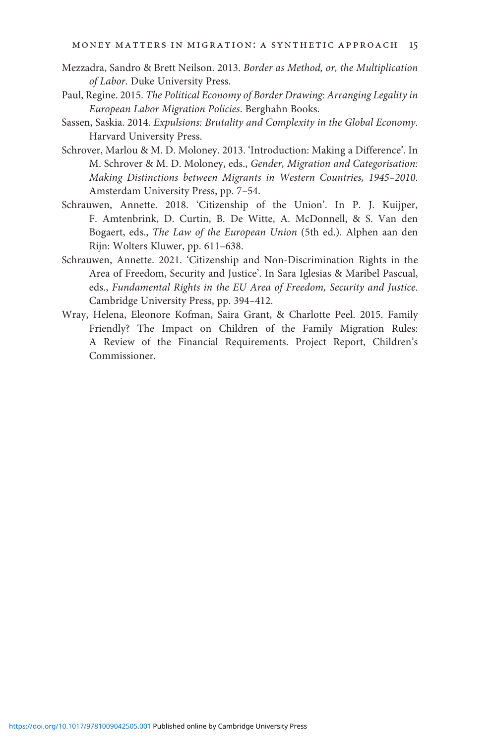Mezzadra, Sandro & Brett Neilson. 2013. *Border as Method, or, the Multiplication of Labor*. Duke University Press.

Paul, Regine. 2015. *The Political Economy of Border Drawing: Arranging Legality in European Labor Migration Policies*. Berghahn Books.

Sassen, Saskia. 2014. *Expulsions: Brutality and Complexity in the Global Economy*. Harvard University Press.

Schrover, Marlou & M. D. Moloney. 2013. 'Introduction: Making a Difference'. In M. Schrover & M. D. Moloney, eds., *Gender, Migration and Categorisation: Making Distinctions between Migrants in Western Countries, 1945–2010*. Amsterdam University Press, pp. 7–54.

Schrauwen, Annette. 2018. 'Citizenship of the Union'. In P. J. Kuijper, F. Amtenbrink, D. Curtin, B. De Witte, A. McDonnell, & S. Van den Bogaert, eds., *The Law of the European Union* (5th ed.). Alphen aan den Rijn: Wolters Kluwer, pp. 611–638.

Schrauwen, Annette. 2021. 'Citizenship and Non-Discrimination Rights in the Area of Freedom, Security and Justice'. In Sara Iglesias & Maribel Pascual, eds., *Fundamental Rights in the EU Area of Freedom, Security and Justice*. Cambridge University Press, pp. 394–412.

Wray, Helena, Eleonore Kofman, Saira Grant, & Charlotte Peel. 2015. Family Friendly? The Impact on Children of the Family Migration Rules: A Review of the Financial Requirements. Project Report, Children's Commissioner.